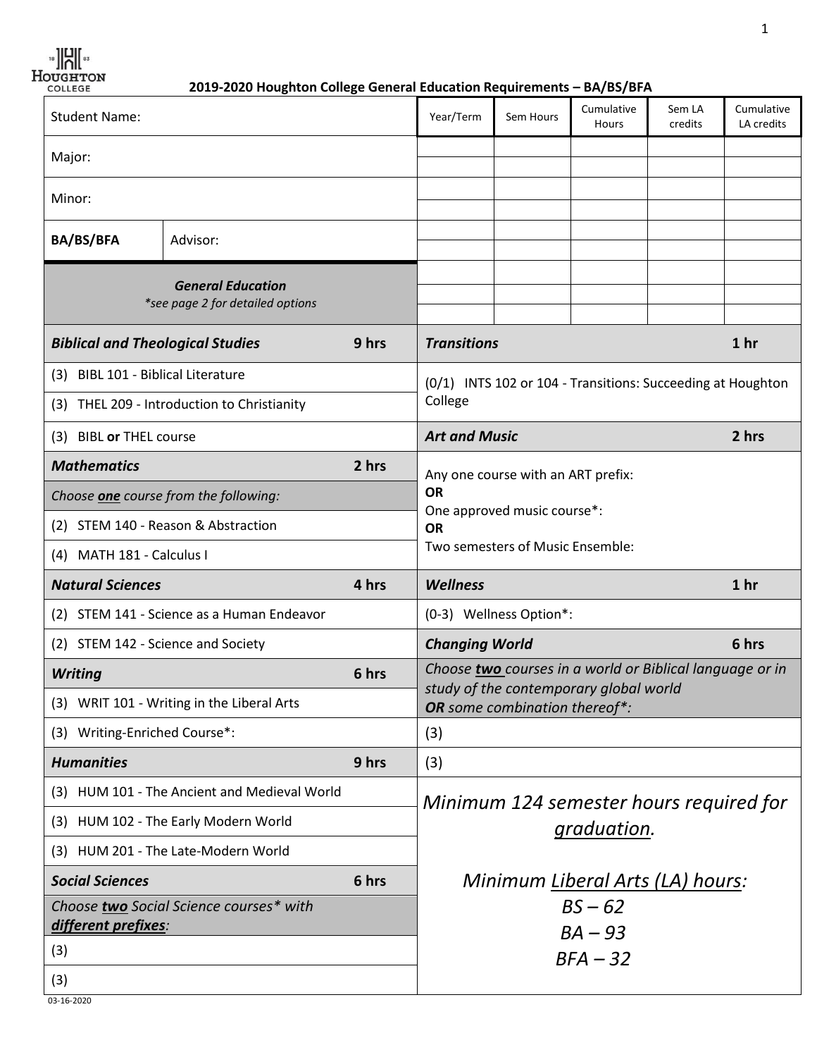HOUGHTON COLLEGE

# 2019-2020 Houghton College General Education Requirements – BA/BS/BFA

| Student Name: | |
|---|---|
| Major: | |
| Minor: | |
| **BA/BS/BFA** | Advisor: |

| Year/Term | Sem Hours | Cumulative Hours | Sem LA credits | Cumulative LA credits |
|---|---|---|---|---|
| | | | | |
| | | | | |
| | | | | |
| | | | | |
| | | | | |
| | | | | |
| | | | | |
| | | | | |
| | | | | |

***General Education***
*\*see page 2 for detailed options*

| ***Biblical and Theological Studies*** | **9 hrs** |
|---|---|
| (3) BIBL 101 - Biblical Literature | |
| (3) THEL 209 - Introduction to Christianity | |
| (3) BIBL **or** THEL course | |
| ***Mathematics*** | **2 hrs** |
| *Choose **one** course from the following:* | |
| (2) STEM 140 - Reason & Abstraction | |
| (4) MATH 181 - Calculus I | |
| ***Natural Sciences*** | **4 hrs** |
| (2) STEM 141 - Science as a Human Endeavor | |
| (2) STEM 142 - Science and Society | |
| ***Writing*** | **6 hrs** |
| (3) WRIT 101 - Writing in the Liberal Arts | |
| (3) Writing-Enriched Course*: | |
| ***Humanities*** | **9 hrs** |
| (3) HUM 101 - The Ancient and Medieval World | |
| (3) HUM 102 - The Early Modern World | |
| (3) HUM 201 - The Late-Modern World | |
| ***Social Sciences*** | **6 hrs** |
| *Choose **two** Social Science courses\* with **different prefixes**:* | |
| (3) | |
| (3) | |

| ***Transitions*** | **1 hr** |
|---|---|
| (0/1) INTS 102 or 104 - Transitions: Succeeding at Houghton College | |
| ***Art and Music*** | **2 hrs** |
| Any one course with an ART prefix: **OR** One approved music course*: **OR** Two semesters of Music Ensemble: | |
| ***Wellness*** | **1 hr** |
| (0-3) Wellness Option*: | |
| ***Changing World*** | **6 hrs** |
| *Choose **two** courses in a world or Biblical language or in study of the contemporary global world **OR** some combination thereof\*:* | |
| (3) | |
| (3) | |

*Minimum 124 semester hours required for graduation.*

*Minimum Liberal Arts (LA) hours:*
*BS – 62*
*BA – 93*
*BFA – 32*

03-16-2020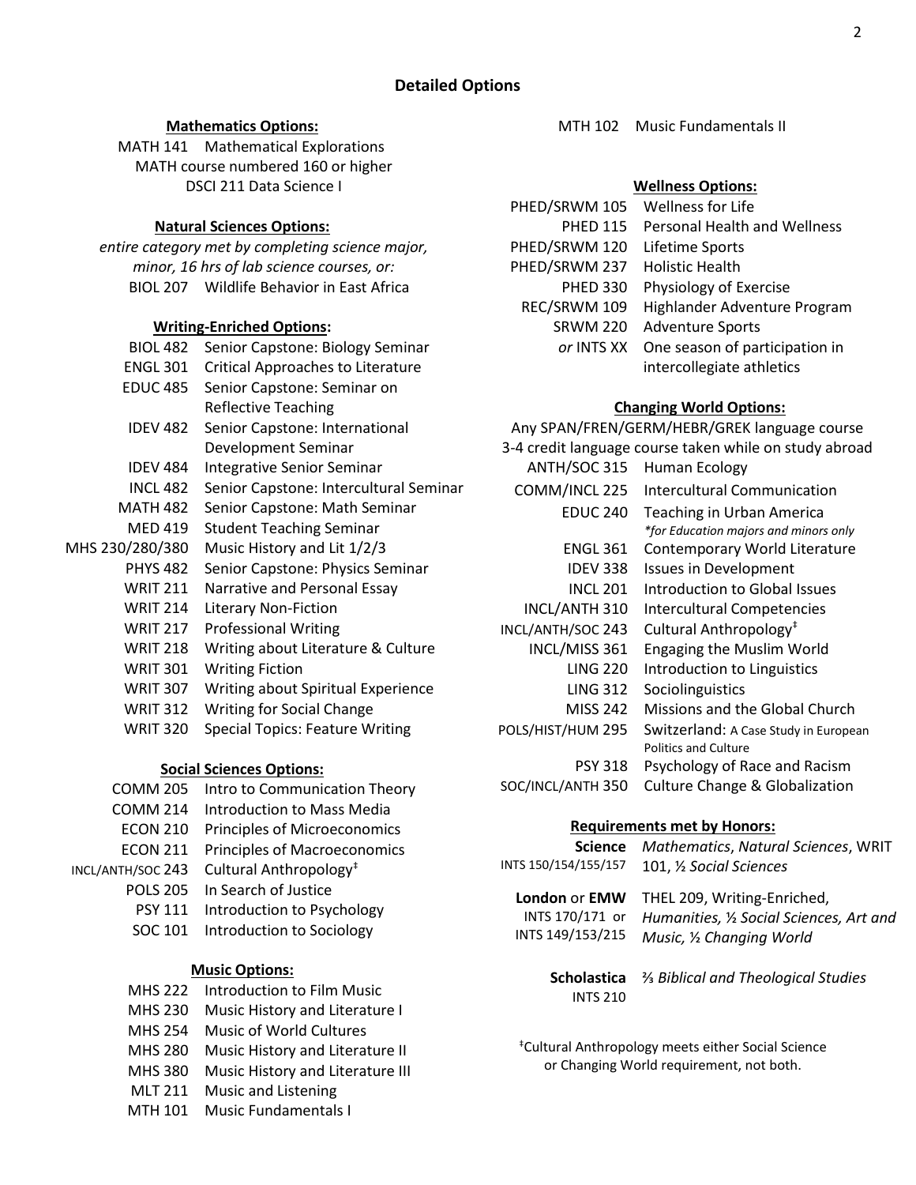## Detailed Options

### Mathematics Options:

MATH 141 Mathematical Explorations
MATH course numbered 160 or higher
DSCI 211 Data Science I

### Natural Sciences Options:

*entire category met by completing science major, minor, 16 hrs of lab science courses, or:*

BIOL 207 Wildlife Behavior in East Africa

### Writing-Enriched Options:

| | |
|---|---|
| BIOL 482 | Senior Capstone: Biology Seminar |
| ENGL 301 | Critical Approaches to Literature |
| EDUC 485 | Senior Capstone: Seminar on Reflective Teaching |
| IDEV 482 | Senior Capstone: International Development Seminar |
| IDEV 484 | Integrative Senior Seminar |
| INCL 482 | Senior Capstone: Intercultural Seminar |
| MATH 482 | Senior Capstone: Math Seminar |
| MED 419 | Student Teaching Seminar |
| MHS 230/280/380 | Music History and Lit 1/2/3 |
| PHYS 482 | Senior Capstone: Physics Seminar |
| WRIT 211 | Narrative and Personal Essay |
| WRIT 214 | Literary Non-Fiction |
| WRIT 217 | Professional Writing |
| WRIT 218 | Writing about Literature & Culture |
| WRIT 301 | Writing Fiction |
| WRIT 307 | Writing about Spiritual Experience |
| WRIT 312 | Writing for Social Change |
| WRIT 320 | Special Topics: Feature Writing |

### Social Sciences Options:

| | |
|---|---|
| COMM 205 | Intro to Communication Theory |
| COMM 214 | Introduction to Mass Media |
| ECON 210 | Principles of Microeconomics |
| ECON 211 | Principles of Macroeconomics |
| INCL/ANTH/SOC 243 | Cultural Anthropology‡ |
| POLS 205 | In Search of Justice |
| PSY 111 | Introduction to Psychology |
| SOC 101 | Introduction to Sociology |

### Music Options:

| | |
|---|---|
| MHS 222 | Introduction to Film Music |
| MHS 230 | Music History and Literature I |
| MHS 254 | Music of World Cultures |
| MHS 280 | Music History and Literature II |
| MHS 380 | Music History and Literature III |
| MLT 211 | Music and Listening |
| MTH 101 | Music Fundamentals I |
| MTH 102 | Music Fundamentals II |

### Wellness Options:

| | |
|---|---|
| PHED/SRWM 105 | Wellness for Life |
| PHED 115 | Personal Health and Wellness |
| PHED/SRWM 120 | Lifetime Sports |
| PHED/SRWM 237 | Holistic Health |
| PHED 330 | Physiology of Exercise |
| REC/SRWM 109 | Highlander Adventure Program |
| SRWM 220 | Adventure Sports |
| *or* INTS XX | One season of participation in intercollegiate athletics |

### Changing World Options:

Any SPAN/FREN/GERM/HEBR/GREK language course
3-4 credit language course taken while on study abroad

| | |
|---|---|
| ANTH/SOC 315 | Human Ecology |
| COMM/INCL 225 | Intercultural Communication |
| EDUC 240 | Teaching in Urban America *\*for Education majors and minors only* |
| ENGL 361 | Contemporary World Literature |
| IDEV 338 | Issues in Development |
| INCL 201 | Introduction to Global Issues |
| INCL/ANTH 310 | Intercultural Competencies |
| INCL/ANTH/SOC 243 | Cultural Anthropology‡ |
| INCL/MISS 361 | Engaging the Muslim World |
| LING 220 | Introduction to Linguistics |
| LING 312 | Sociolinguistics |
| MISS 242 | Missions and the Global Church |
| POLS/HIST/HUM 295 | Switzerland: A Case Study in European Politics and Culture |
| PSY 318 | Psychology of Race and Racism |
| SOC/INCL/ANTH 350 | Culture Change & Globalization |

### Requirements met by Honors:

| | |
|---|---|
| **Science** INTS 150/154/155/157 | *Mathematics*, *Natural Sciences*, WRIT 101, *½ Social Sciences* |
| **London** or **EMW** INTS 170/171 or INTS 149/153/215 | THEL 209, Writing-Enriched, *Humanities, ½ Social Sciences, Art and Music, ½ Changing World* |
| **Scholastica** INTS 210 | *⅔ Biblical and Theological Studies* |

‡Cultural Anthropology meets either Social Science or Changing World requirement, not both.